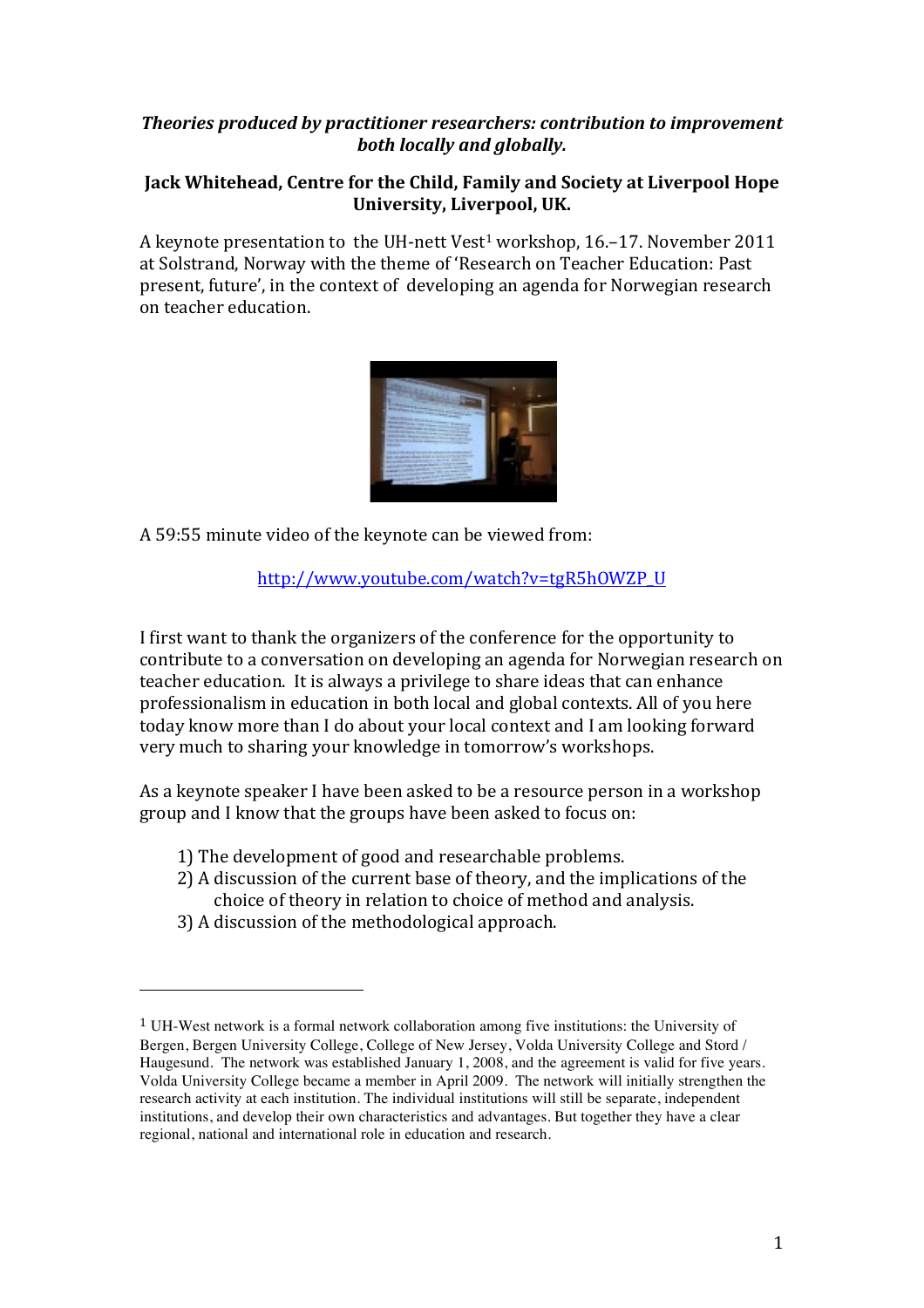***Theories produced by practitioner researchers: contribution to improvement both locally and globally.***

**Jack Whitehead, Centre for the Child, Family and Society at Liverpool Hope University, Liverpool, UK.**

A keynote presentation to the UH-nett Vest[1] workshop, 16.–17. November 2011 at Solstrand, Norway with the theme of 'Research on Teacher Education: Past present, future', in the context of developing an agenda for Norwegian research on teacher education.

A 59:55 minute video of the keynote can be viewed from:

http://www.youtube.com/watch?v=tgR5hOWZP_U

I first want to thank the organizers of the conference for the opportunity to contribute to a conversation on developing an agenda for Norwegian research on teacher education. It is always a privilege to share ideas that can enhance professionalism in education in both local and global contexts. All of you here today know more than I do about your local context and I am looking forward very much to sharing your knowledge in tomorrow's workshops.

As a keynote speaker I have been asked to be a resource person in a workshop group and I know that the groups have been asked to focus on:

1) The development of good and researchable problems.
2) A discussion of the current base of theory, and the implications of the choice of theory in relation to choice of method and analysis.
3) A discussion of the methodological approach.

---

[1] UH-West network is a formal network collaboration among five institutions: the University of Bergen, Bergen University College, College of New Jersey, Volda University College and Stord / Haugesund. The network was established January 1, 2008, and the agreement is valid for five years. Volda University College became a member in April 2009. The network will initially strengthen the research activity at each institution. The individual institutions will still be separate, independent institutions, and develop their own characteristics and advantages. But together they have a clear regional, national and international role in education and research.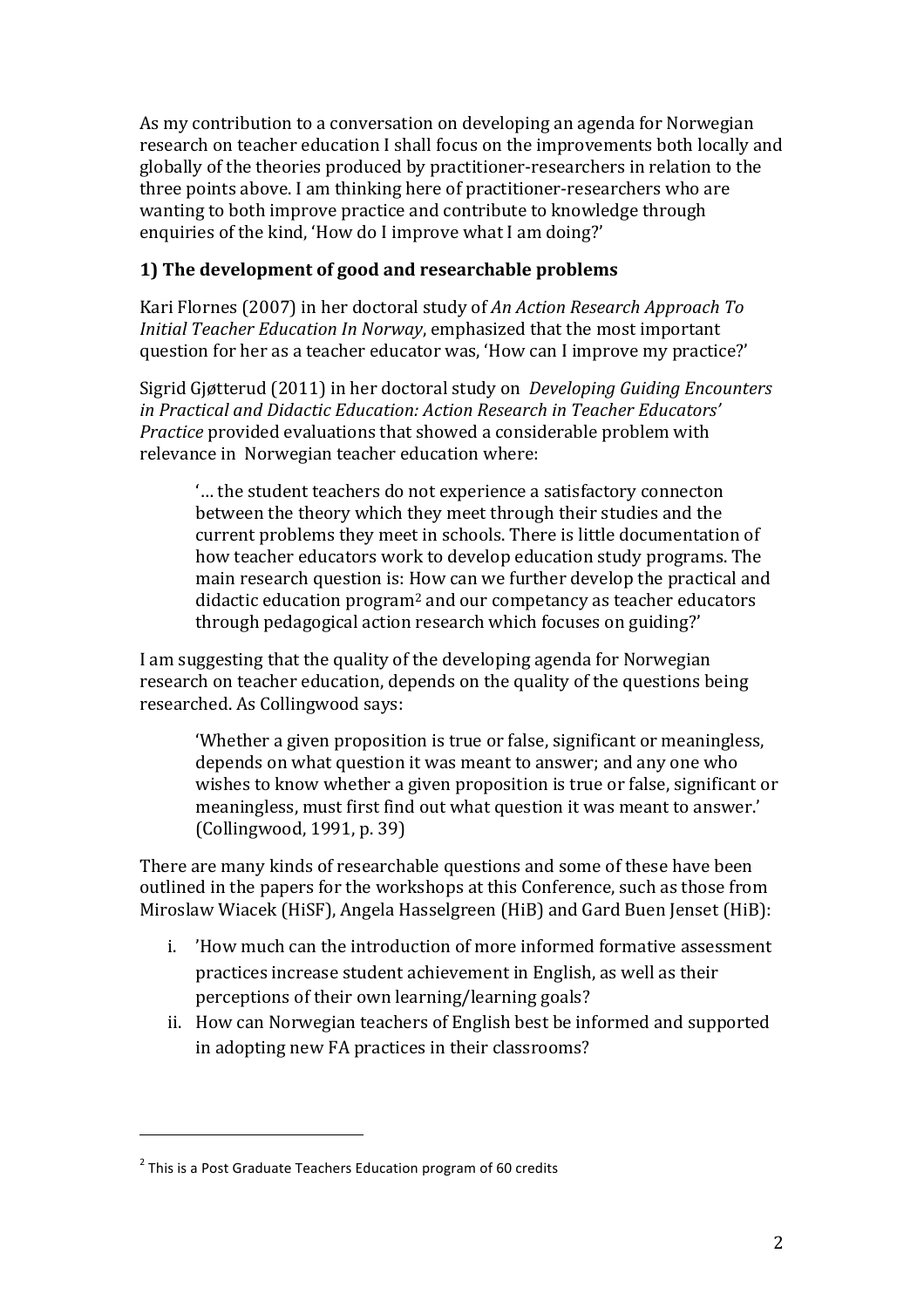As my contribution to a conversation on developing an agenda for Norwegian research on teacher education I shall focus on the improvements both locally and globally of the theories produced by practitioner-researchers in relation to the three points above. I am thinking here of practitioner-researchers who are wanting to both improve practice and contribute to knowledge through enquiries of the kind, 'How do I improve what I am doing?'

**1) The development of good and researchable problems**

Kari Flornes (2007) in her doctoral study of *An Action Research Approach To Initial Teacher Education In Norway*, emphasized that the most important question for her as a teacher educator was, 'How can I improve my practice?'

Sigrid Gjøtterud (2011) in her doctoral study on *Developing Guiding Encounters in Practical and Didactic Education: Action Research in Teacher Educators' Practice* provided evaluations that showed a considerable problem with relevance in Norwegian teacher education where:

> '… the student teachers do not experience a satisfactory connecton between the theory which they meet through their studies and the current problems they meet in schools. There is little documentation of how teacher educators work to develop education study programs. The main research question is: How can we further develop the practical and didactic education program[2] and our competancy as teacher educators through pedagogical action research which focuses on guiding?'

I am suggesting that the quality of the developing agenda for Norwegian research on teacher education, depends on the quality of the questions being researched. As Collingwood says:

> 'Whether a given proposition is true or false, significant or meaningless, depends on what question it was meant to answer; and any one who wishes to know whether a given proposition is true or false, significant or meaningless, must first find out what question it was meant to answer.' (Collingwood, 1991, p. 39)

There are many kinds of researchable questions and some of these have been outlined in the papers for the workshops at this Conference, such as those from Miroslaw Wiacek (HiSF), Angela Hasselgreen (HiB) and Gard Buen Jenset (HiB):

i. 'How much can the introduction of more informed formative assessment practices increase student achievement in English, as well as their perceptions of their own learning/learning goals?
ii. How can Norwegian teachers of English best be informed and supported in adopting new FA practices in their classrooms?

[2] This is a Post Graduate Teachers Education program of 60 credits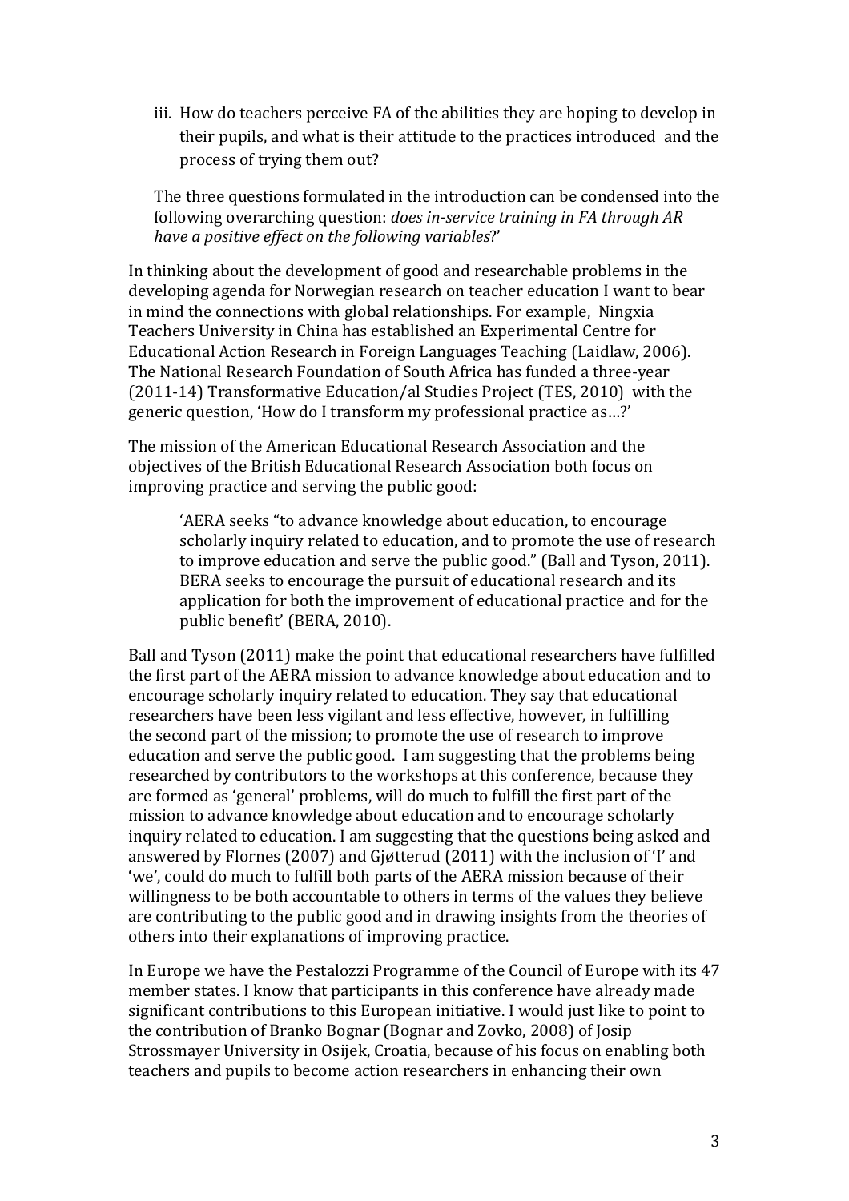iii. How do teachers perceive FA of the abilities they are hoping to develop in their pupils, and what is their attitude to the practices introduced and the process of trying them out?

The three questions formulated in the introduction can be condensed into the following overarching question: *does in-service training in FA through AR have a positive effect on the following variables*?'

In thinking about the development of good and researchable problems in the developing agenda for Norwegian research on teacher education I want to bear in mind the connections with global relationships. For example, Ningxia Teachers University in China has established an Experimental Centre for Educational Action Research in Foreign Languages Teaching (Laidlaw, 2006). The National Research Foundation of South Africa has funded a three-year (2011-14) Transformative Education/al Studies Project (TES, 2010) with the generic question, 'How do I transform my professional practice as…?'

The mission of the American Educational Research Association and the objectives of the British Educational Research Association both focus on improving practice and serving the public good:

> 'AERA seeks "to advance knowledge about education, to encourage scholarly inquiry related to education, and to promote the use of research to improve education and serve the public good." (Ball and Tyson, 2011). BERA seeks to encourage the pursuit of educational research and its application for both the improvement of educational practice and for the public benefit' (BERA, 2010).

Ball and Tyson (2011) make the point that educational researchers have fulfilled the first part of the AERA mission to advance knowledge about education and to encourage scholarly inquiry related to education. They say that educational researchers have been less vigilant and less effective, however, in fulfilling the second part of the mission; to promote the use of research to improve education and serve the public good. I am suggesting that the problems being researched by contributors to the workshops at this conference, because they are formed as 'general' problems, will do much to fulfill the first part of the mission to advance knowledge about education and to encourage scholarly inquiry related to education. I am suggesting that the questions being asked and answered by Flornes (2007) and Gjøtterud (2011) with the inclusion of 'I' and 'we', could do much to fulfill both parts of the AERA mission because of their willingness to be both accountable to others in terms of the values they believe are contributing to the public good and in drawing insights from the theories of others into their explanations of improving practice.

In Europe we have the Pestalozzi Programme of the Council of Europe with its 47 member states. I know that participants in this conference have already made significant contributions to this European initiative. I would just like to point to the contribution of Branko Bognar (Bognar and Zovko, 2008) of Josip Strossmayer University in Osijek, Croatia, because of his focus on enabling both teachers and pupils to become action researchers in enhancing their own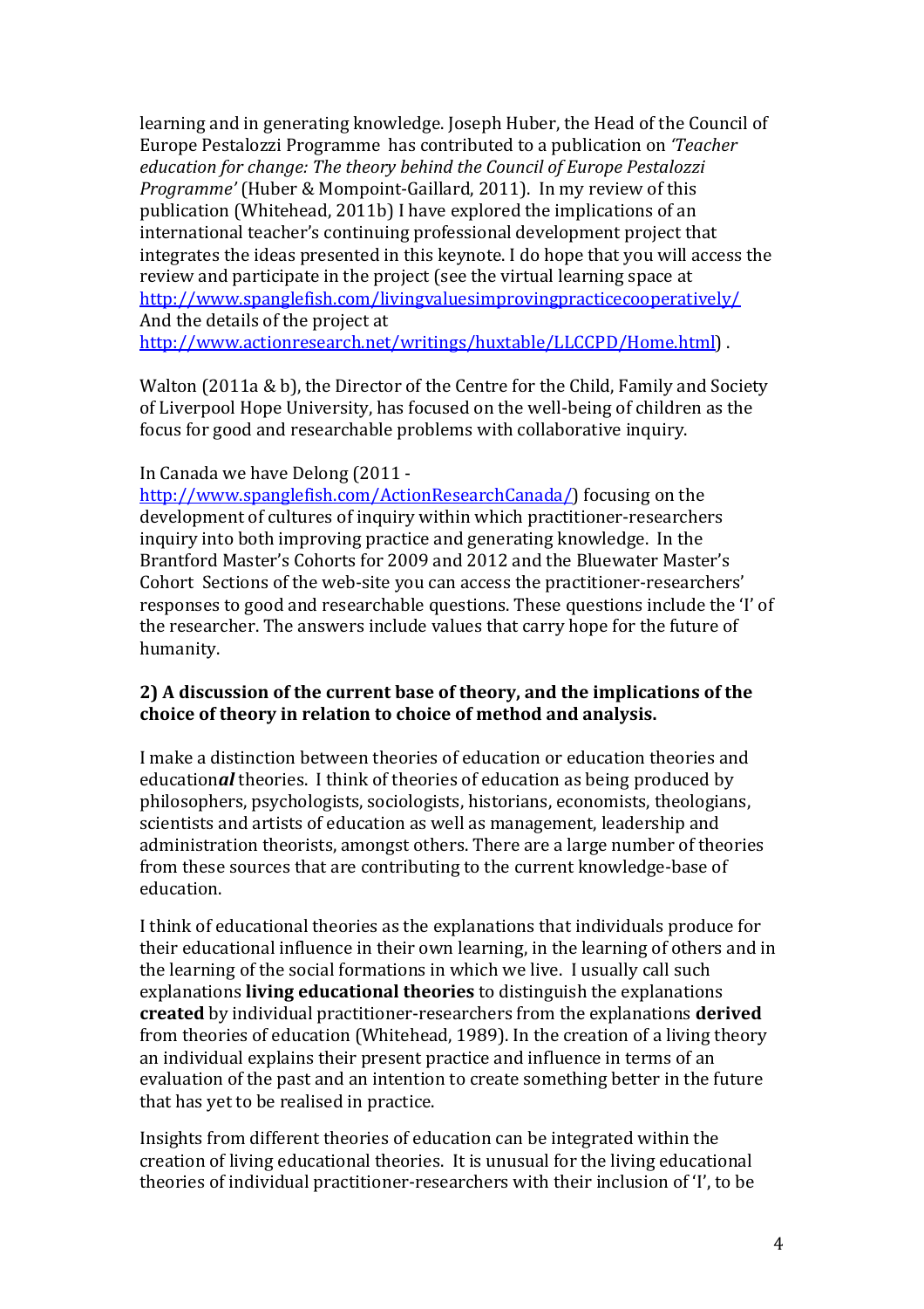learning and in generating knowledge. Joseph Huber, the Head of the Council of Europe Pestalozzi Programme has contributed to a publication on *'Teacher education for change: The theory behind the Council of Europe Pestalozzi Programme'* (Huber & Mompoint-Gaillard, 2011). In my review of this publication (Whitehead, 2011b) I have explored the implications of an international teacher's continuing professional development project that integrates the ideas presented in this keynote. I do hope that you will access the review and participate in the project (see the virtual learning space at http://www.spanglefish.com/livingvaluesimprovingpracticecooperatively/ And the details of the project at http://www.actionresearch.net/writings/huxtable/LLCCPD/Home.html) .

Walton (2011a & b), the Director of the Centre for the Child, Family and Society of Liverpool Hope University, has focused on the well-being of children as the focus for good and researchable problems with collaborative inquiry.

In Canada we have Delong (2011 - http://www.spanglefish.com/ActionResearchCanada/) focusing on the development of cultures of inquiry within which practitioner-researchers inquiry into both improving practice and generating knowledge. In the Brantford Master's Cohorts for 2009 and 2012 and the Bluewater Master's Cohort Sections of the web-site you can access the practitioner-researchers' responses to good and researchable questions. These questions include the 'I' of the researcher. The answers include values that carry hope for the future of humanity.

## 2) A discussion of the current base of theory, and the implications of the choice of theory in relation to choice of method and analysis.

I make a distinction between theories of education or education theories and education***al*** theories. I think of theories of education as being produced by philosophers, psychologists, sociologists, historians, economists, theologians, scientists and artists of education as well as management, leadership and administration theorists, amongst others. There are a large number of theories from these sources that are contributing to the current knowledge-base of education.

I think of educational theories as the explanations that individuals produce for their educational influence in their own learning, in the learning of others and in the learning of the social formations in which we live. I usually call such explanations **living educational theories** to distinguish the explanations **created** by individual practitioner-researchers from the explanations **derived** from theories of education (Whitehead, 1989). In the creation of a living theory an individual explains their present practice and influence in terms of an evaluation of the past and an intention to create something better in the future that has yet to be realised in practice.

Insights from different theories of education can be integrated within the creation of living educational theories. It is unusual for the living educational theories of individual practitioner-researchers with their inclusion of 'I', to be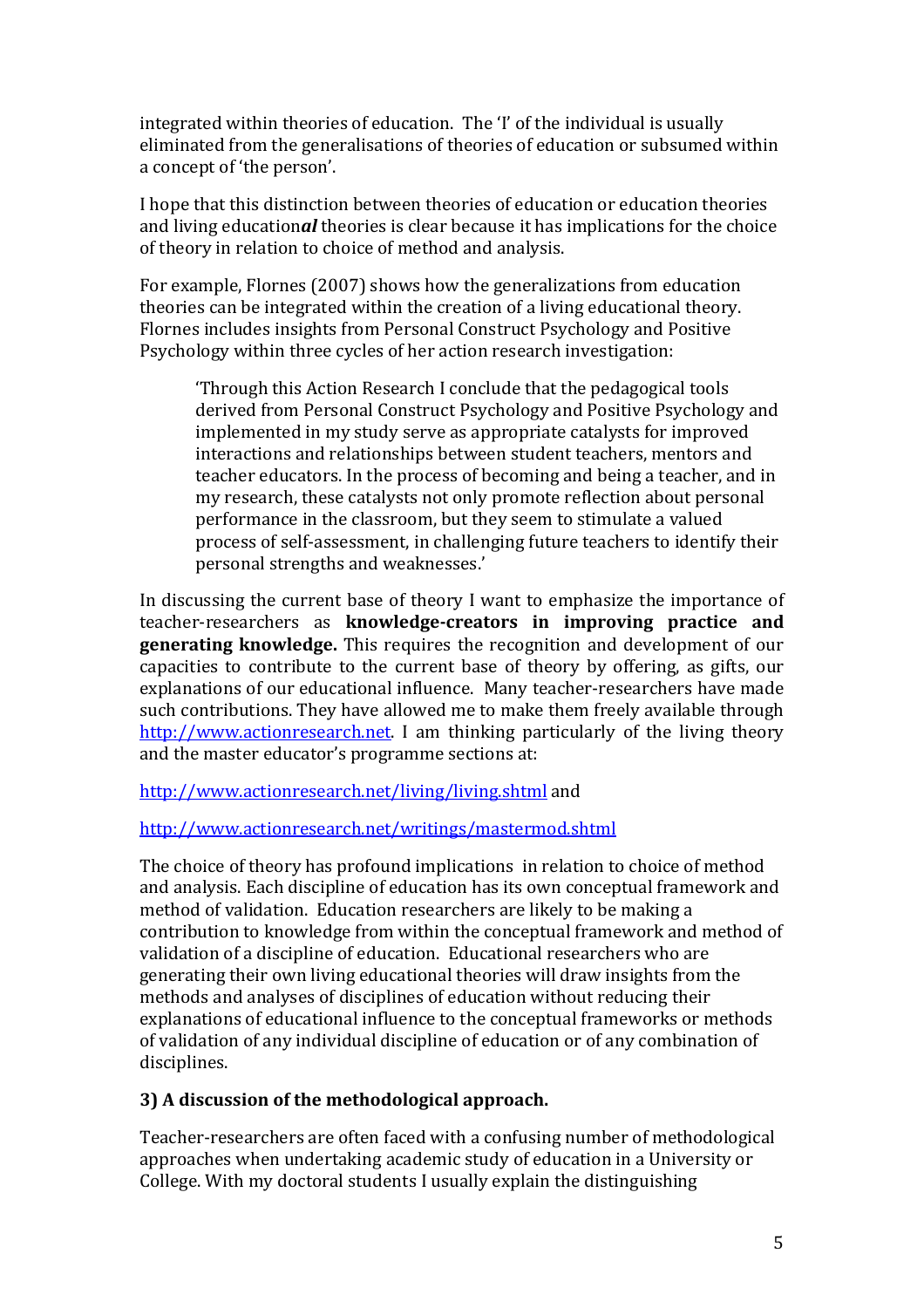integrated within theories of education. The 'I' of the individual is usually eliminated from the generalisations of theories of education or subsumed within a concept of 'the person'.

I hope that this distinction between theories of education or education theories and living education***al*** theories is clear because it has implications for the choice of theory in relation to choice of method and analysis.

For example, Flornes (2007) shows how the generalizations from education theories can be integrated within the creation of a living educational theory. Flornes includes insights from Personal Construct Psychology and Positive Psychology within three cycles of her action research investigation:

> 'Through this Action Research I conclude that the pedagogical tools derived from Personal Construct Psychology and Positive Psychology and implemented in my study serve as appropriate catalysts for improved interactions and relationships between student teachers, mentors and teacher educators. In the process of becoming and being a teacher, and in my research, these catalysts not only promote reflection about personal performance in the classroom, but they seem to stimulate a valued process of self-assessment, in challenging future teachers to identify their personal strengths and weaknesses.'

In discussing the current base of theory I want to emphasize the importance of teacher-researchers as **knowledge-creators in improving practice and generating knowledge.** This requires the recognition and development of our capacities to contribute to the current base of theory by offering, as gifts, our explanations of our educational influence. Many teacher-researchers have made such contributions. They have allowed me to make them freely available through http://www.actionresearch.net. I am thinking particularly of the living theory and the master educator's programme sections at:

http://www.actionresearch.net/living/living.shtml and

http://www.actionresearch.net/writings/mastermod.shtml

The choice of theory has profound implications in relation to choice of method and analysis. Each discipline of education has its own conceptual framework and method of validation. Education researchers are likely to be making a contribution to knowledge from within the conceptual framework and method of validation of a discipline of education. Educational researchers who are generating their own living educational theories will draw insights from the methods and analyses of disciplines of education without reducing their explanations of educational influence to the conceptual frameworks or methods of validation of any individual discipline of education or of any combination of disciplines.

### 3) A discussion of the methodological approach.

Teacher-researchers are often faced with a confusing number of methodological approaches when undertaking academic study of education in a University or College. With my doctoral students I usually explain the distinguishing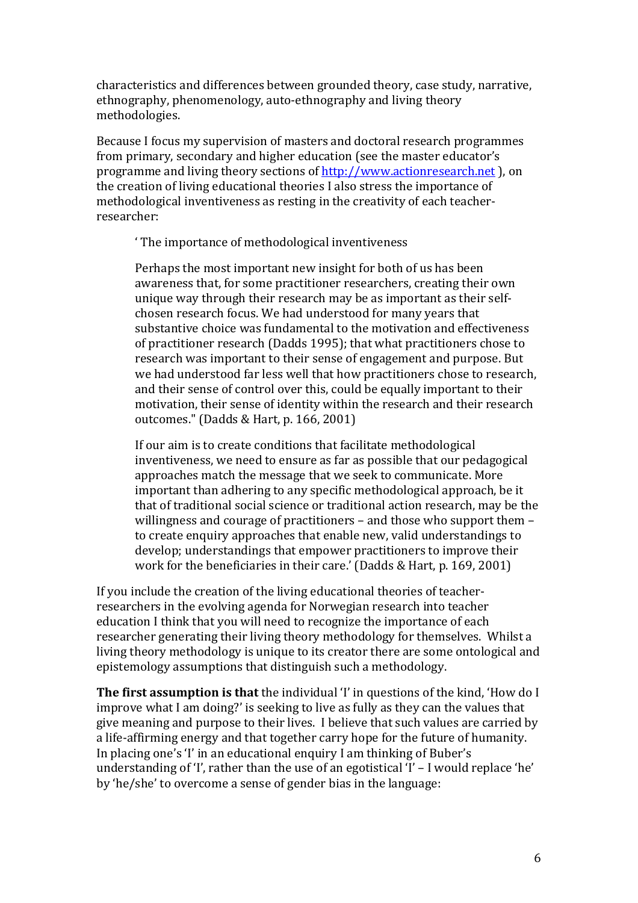characteristics and differences between grounded theory, case study, narrative, ethnography, phenomenology, auto-ethnography and living theory methodologies.

Because I focus my supervision of masters and doctoral research programmes from primary, secondary and higher education (see the master educator's programme and living theory sections of [http://www.actionresearch.net](http://www.actionresearch.net) ), on the creation of living educational theories I also stress the importance of methodological inventiveness as resting in the creativity of each teacher-researcher:

> ' The importance of methodological inventiveness
>
> Perhaps the most important new insight for both of us has been awareness that, for some practitioner researchers, creating their own unique way through their research may be as important as their self-chosen research focus. We had understood for many years that substantive choice was fundamental to the motivation and effectiveness of practitioner research (Dadds 1995); that what practitioners chose to research was important to their sense of engagement and purpose. But we had understood far less well that how practitioners chose to research, and their sense of control over this, could be equally important to their motivation, their sense of identity within the research and their research outcomes." (Dadds & Hart, p. 166, 2001)
>
> If our aim is to create conditions that facilitate methodological inventiveness, we need to ensure as far as possible that our pedagogical approaches match the message that we seek to communicate. More important than adhering to any specific methodological approach, be it that of traditional social science or traditional action research, may be the willingness and courage of practitioners – and those who support them – to create enquiry approaches that enable new, valid understandings to develop; understandings that empower practitioners to improve their work for the beneficiaries in their care.' (Dadds & Hart, p. 169, 2001)

If you include the creation of the living educational theories of teacher-researchers in the evolving agenda for Norwegian research into teacher education I think that you will need to recognize the importance of each researcher generating their living theory methodology for themselves. Whilst a living theory methodology is unique to its creator there are some ontological and epistemology assumptions that distinguish such a methodology.

**The first assumption is that** the individual 'I' in questions of the kind, 'How do I improve what I am doing?' is seeking to live as fully as they can the values that give meaning and purpose to their lives. I believe that such values are carried by a life-affirming energy and that together carry hope for the future of humanity. In placing one's 'I' in an educational enquiry I am thinking of Buber's understanding of 'I', rather than the use of an egotistical 'I' – I would replace 'he' by 'he/she' to overcome a sense of gender bias in the language: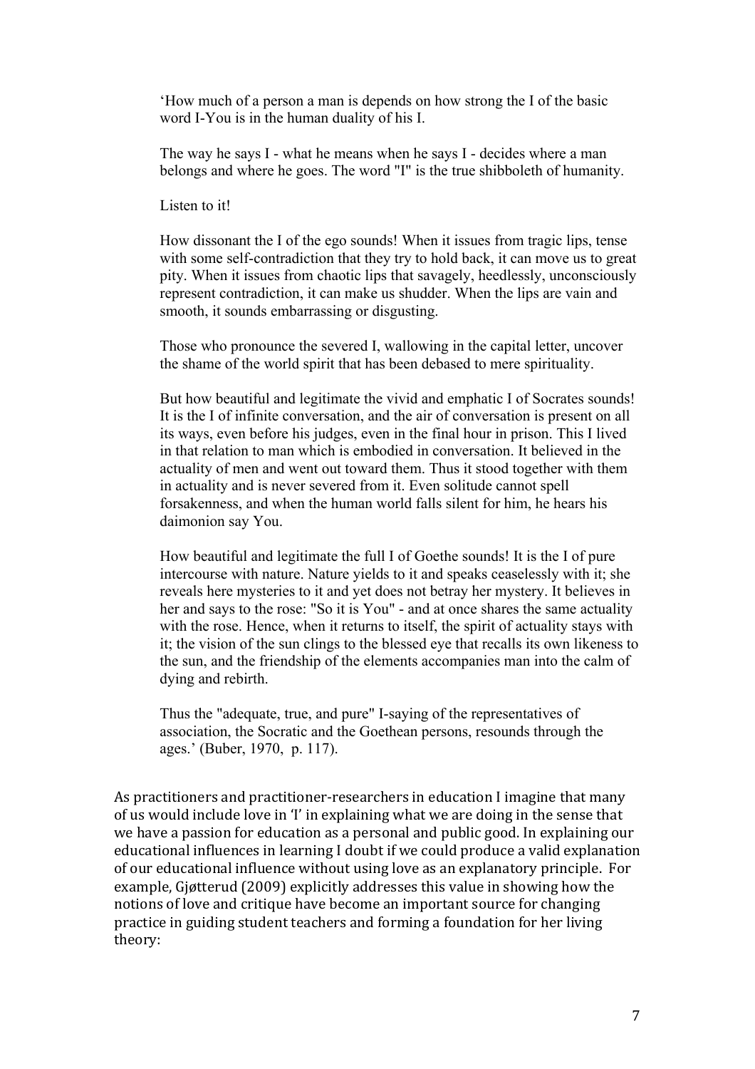> 'How much of a person a man is depends on how strong the I of the basic word I-You is in the human duality of his I.
>
> The way he says I - what he means when he says I - decides where a man belongs and where he goes. The word "I" is the true shibboleth of humanity.
>
> Listen to it!
>
> How dissonant the I of the ego sounds! When it issues from tragic lips, tense with some self-contradiction that they try to hold back, it can move us to great pity. When it issues from chaotic lips that savagely, heedlessly, unconsciously represent contradiction, it can make us shudder. When the lips are vain and smooth, it sounds embarrassing or disgusting.
>
> Those who pronounce the severed I, wallowing in the capital letter, uncover the shame of the world spirit that has been debased to mere spirituality.
>
> But how beautiful and legitimate the vivid and emphatic I of Socrates sounds! It is the I of infinite conversation, and the air of conversation is present on all its ways, even before his judges, even in the final hour in prison. This I lived in that relation to man which is embodied in conversation. It believed in the actuality of men and went out toward them. Thus it stood together with them in actuality and is never severed from it. Even solitude cannot spell forsakenness, and when the human world falls silent for him, he hears his daimonion say You.
>
> How beautiful and legitimate the full I of Goethe sounds! It is the I of pure intercourse with nature. Nature yields to it and speaks ceaselessly with it; she reveals here mysteries to it and yet does not betray her mystery. It believes in her and says to the rose: "So it is You" - and at once shares the same actuality with the rose. Hence, when it returns to itself, the spirit of actuality stays with it; the vision of the sun clings to the blessed eye that recalls its own likeness to the sun, and the friendship of the elements accompanies man into the calm of dying and rebirth.
>
> Thus the "adequate, true, and pure" I-saying of the representatives of association, the Socratic and the Goethean persons, resounds through the ages.' (Buber, 1970, p. 117).

As practitioners and practitioner-researchers in education I imagine that many of us would include love in 'I' in explaining what we are doing in the sense that we have a passion for education as a personal and public good. In explaining our educational influences in learning I doubt if we could produce a valid explanation of our educational influence without using love as an explanatory principle. For example, Gjøtterud (2009) explicitly addresses this value in showing how the notions of love and critique have become an important source for changing practice in guiding student teachers and forming a foundation for her living theory: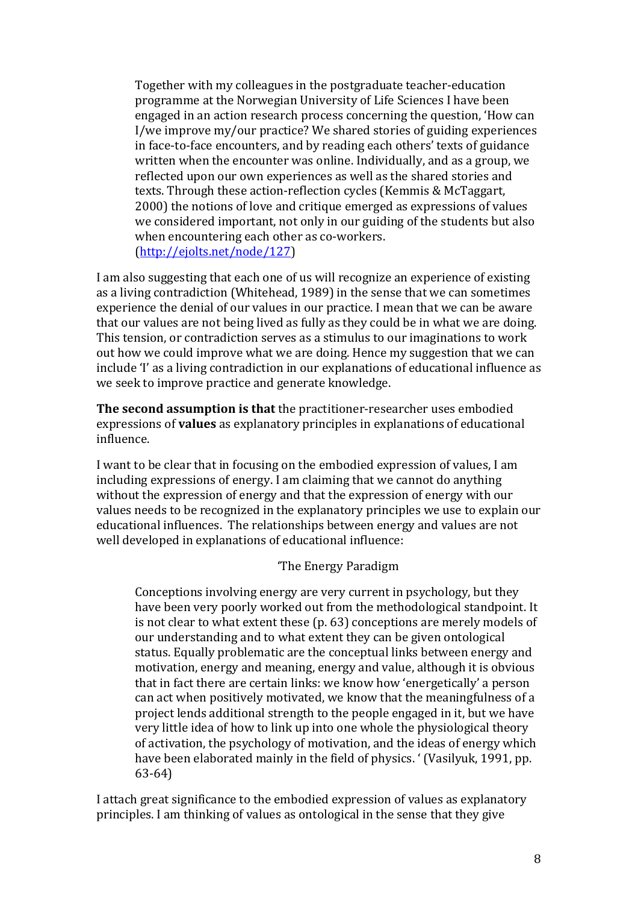> Together with my colleagues in the postgraduate teacher-education programme at the Norwegian University of Life Sciences I have been engaged in an action research process concerning the question, 'How can I/we improve my/our practice? We shared stories of guiding experiences in face-to-face encounters, and by reading each others' texts of guidance written when the encounter was online. Individually, and as a group, we reflected upon our own experiences as well as the shared stories and texts. Through these action-reflection cycles (Kemmis & McTaggart, 2000) the notions of love and critique emerged as expressions of values we considered important, not only in our guiding of the students but also when encountering each other as co-workers.
> (http://ejolts.net/node/127)

I am also suggesting that each one of us will recognize an experience of existing as a living contradiction (Whitehead, 1989) in the sense that we can sometimes experience the denial of our values in our practice. I mean that we can be aware that our values are not being lived as fully as they could be in what we are doing. This tension, or contradiction serves as a stimulus to our imaginations to work out how we could improve what we are doing. Hence my suggestion that we can include 'I' as a living contradiction in our explanations of educational influence as we seek to improve practice and generate knowledge.

**The second assumption is that** the practitioner-researcher uses embodied expressions of **values** as explanatory principles in explanations of educational influence.

I want to be clear that in focusing on the embodied expression of values, I am including expressions of energy. I am claiming that we cannot do anything without the expression of energy and that the expression of energy with our values needs to be recognized in the explanatory principles we use to explain our educational influences. The relationships between energy and values are not well developed in explanations of educational influence:

> 'The Energy Paradigm
>
> Conceptions involving energy are very current in psychology, but they have been very poorly worked out from the methodological standpoint. It is not clear to what extent these (p. 63) conceptions are merely models of our understanding and to what extent they can be given ontological status. Equally problematic are the conceptual links between energy and motivation, energy and meaning, energy and value, although it is obvious that in fact there are certain links: we know how 'energetically' a person can act when positively motivated, we know that the meaningfulness of a project lends additional strength to the people engaged in it, but we have very little idea of how to link up into one whole the physiological theory of activation, the psychology of motivation, and the ideas of energy which have been elaborated mainly in the field of physics. ' (Vasilyuk, 1991, pp. 63-64)

I attach great significance to the embodied expression of values as explanatory principles. I am thinking of values as ontological in the sense that they give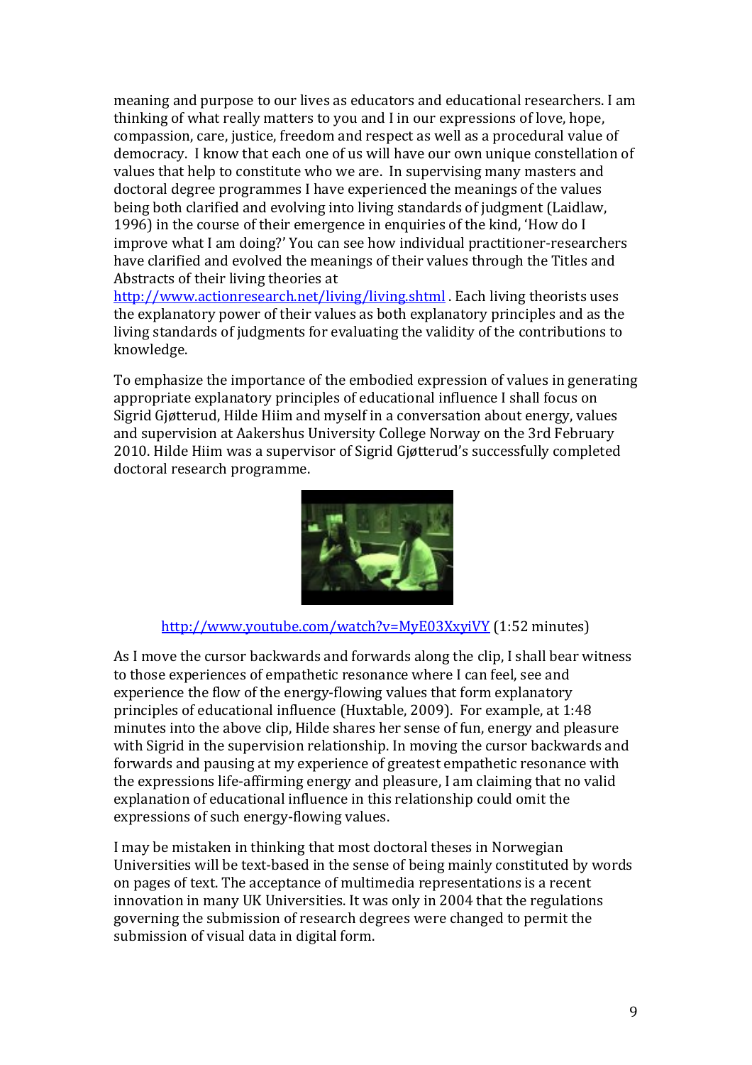meaning and purpose to our lives as educators and educational researchers. I am thinking of what really matters to you and I in our expressions of love, hope, compassion, care, justice, freedom and respect as well as a procedural value of democracy. I know that each one of us will have our own unique constellation of values that help to constitute who we are. In supervising many masters and doctoral degree programmes I have experienced the meanings of the values being both clarified and evolving into living standards of judgment (Laidlaw, 1996) in the course of their emergence in enquiries of the kind, 'How do I improve what I am doing?' You can see how individual practitioner-researchers have clarified and evolved the meanings of their values through the Titles and Abstracts of their living theories at http://www.actionresearch.net/living/living.shtml . Each living theorists uses the explanatory power of their values as both explanatory principles and as the living standards of judgments for evaluating the validity of the contributions to knowledge.

To emphasize the importance of the embodied expression of values in generating appropriate explanatory principles of educational influence I shall focus on Sigrid Gjøtterud, Hilde Hiim and myself in a conversation about energy, values and supervision at Aakershus University College Norway on the 3rd February 2010. Hilde Hiim was a supervisor of Sigrid Gjøtterud's successfully completed doctoral research programme.

http://www.youtube.com/watch?v=MyE03XxyiVY (1:52 minutes)

As I move the cursor backwards and forwards along the clip, I shall bear witness to those experiences of empathetic resonance where I can feel, see and experience the flow of the energy-flowing values that form explanatory principles of educational influence (Huxtable, 2009). For example, at 1:48 minutes into the above clip, Hilde shares her sense of fun, energy and pleasure with Sigrid in the supervision relationship. In moving the cursor backwards and forwards and pausing at my experience of greatest empathetic resonance with the expressions life-affirming energy and pleasure, I am claiming that no valid explanation of educational influence in this relationship could omit the expressions of such energy-flowing values.

I may be mistaken in thinking that most doctoral theses in Norwegian Universities will be text-based in the sense of being mainly constituted by words on pages of text. The acceptance of multimedia representations is a recent innovation in many UK Universities. It was only in 2004 that the regulations governing the submission of research degrees were changed to permit the submission of visual data in digital form.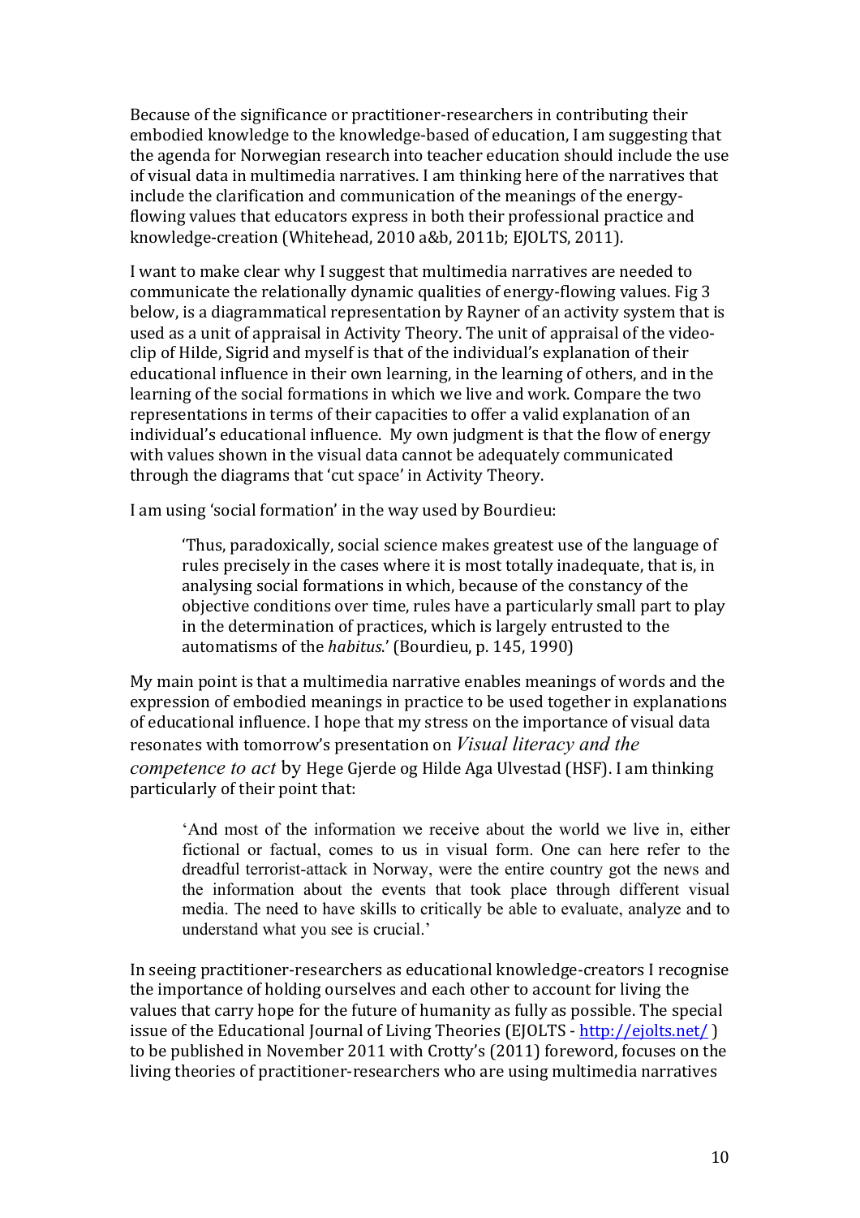Because of the significance or practitioner-researchers in contributing their embodied knowledge to the knowledge-based of education, I am suggesting that the agenda for Norwegian research into teacher education should include the use of visual data in multimedia narratives. I am thinking here of the narratives that include the clarification and communication of the meanings of the energy-flowing values that educators express in both their professional practice and knowledge-creation (Whitehead, 2010 a&b, 2011b; EJOLTS, 2011).

I want to make clear why I suggest that multimedia narratives are needed to communicate the relationally dynamic qualities of energy-flowing values. Fig 3 below, is a diagrammatical representation by Rayner of an activity system that is used as a unit of appraisal in Activity Theory. The unit of appraisal of the video-clip of Hilde, Sigrid and myself is that of the individual's explanation of their educational influence in their own learning, in the learning of others, and in the learning of the social formations in which we live and work. Compare the two representations in terms of their capacities to offer a valid explanation of an individual's educational influence. My own judgment is that the flow of energy with values shown in the visual data cannot be adequately communicated through the diagrams that 'cut space' in Activity Theory.

I am using 'social formation' in the way used by Bourdieu:

> 'Thus, paradoxically, social science makes greatest use of the language of rules precisely in the cases where it is most totally inadequate, that is, in analysing social formations in which, because of the constancy of the objective conditions over time, rules have a particularly small part to play in the determination of practices, which is largely entrusted to the automatisms of the *habitus*.' (Bourdieu, p. 145, 1990)

My main point is that a multimedia narrative enables meanings of words and the expression of embodied meanings in practice to be used together in explanations of educational influence. I hope that my stress on the importance of visual data resonates with tomorrow's presentation on *Visual literacy and the competence to act* by Hege Gjerde og Hilde Aga Ulvestad (HSF). I am thinking particularly of their point that:

> 'And most of the information we receive about the world we live in, either fictional or factual, comes to us in visual form. One can here refer to the dreadful terrorist-attack in Norway, were the entire country got the news and the information about the events that took place through different visual media. The need to have skills to critically be able to evaluate, analyze and to understand what you see is crucial.'

In seeing practitioner-researchers as educational knowledge-creators I recognise the importance of holding ourselves and each other to account for living the values that carry hope for the future of humanity as fully as possible. The special issue of the Educational Journal of Living Theories (EJOLTS - http://ejolts.net/ ) to be published in November 2011 with Crotty's (2011) foreword, focuses on the living theories of practitioner-researchers who are using multimedia narratives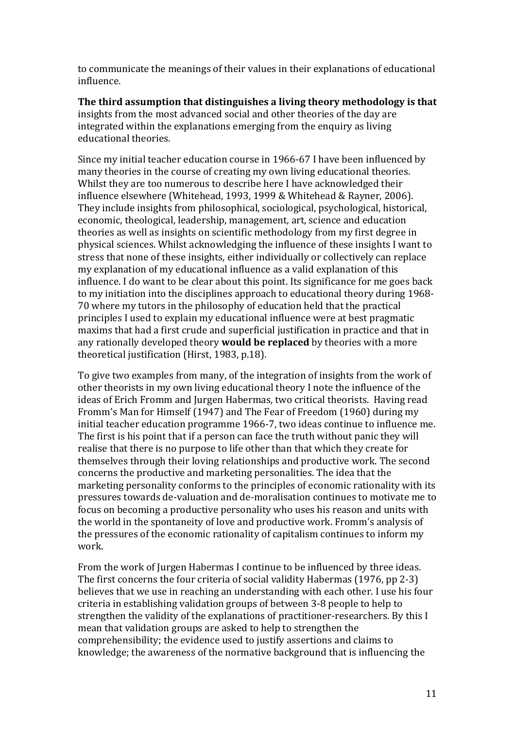to communicate the meanings of their values in their explanations of educational influence.

**The third assumption that distinguishes a living theory methodology is that** insights from the most advanced social and other theories of the day are integrated within the explanations emerging from the enquiry as living educational theories.

Since my initial teacher education course in 1966-67 I have been influenced by many theories in the course of creating my own living educational theories. Whilst they are too numerous to describe here I have acknowledged their influence elsewhere (Whitehead, 1993, 1999 & Whitehead & Rayner, 2006). They include insights from philosophical, sociological, psychological, historical, economic, theological, leadership, management, art, science and education theories as well as insights on scientific methodology from my first degree in physical sciences. Whilst acknowledging the influence of these insights I want to stress that none of these insights, either individually or collectively can replace my explanation of my educational influence as a valid explanation of this influence. I do want to be clear about this point. Its significance for me goes back to my initiation into the disciplines approach to educational theory during 1968-70 where my tutors in the philosophy of education held that the practical principles I used to explain my educational influence were at best pragmatic maxims that had a first crude and superficial justification in practice and that in any rationally developed theory **would be replaced** by theories with a more theoretical justification (Hirst, 1983, p.18).

To give two examples from many, of the integration of insights from the work of other theorists in my own living educational theory I note the influence of the ideas of Erich Fromm and Jurgen Habermas, two critical theorists. Having read Fromm's Man for Himself (1947) and The Fear of Freedom (1960) during my initial teacher education programme 1966-7, two ideas continue to influence me. The first is his point that if a person can face the truth without panic they will realise that there is no purpose to life other than that which they create for themselves through their loving relationships and productive work. The second concerns the productive and marketing personalities. The idea that the marketing personality conforms to the principles of economic rationality with its pressures towards de-valuation and de-moralisation continues to motivate me to focus on becoming a productive personality who uses his reason and units with the world in the spontaneity of love and productive work. Fromm's analysis of the pressures of the economic rationality of capitalism continues to inform my work.

From the work of Jurgen Habermas I continue to be influenced by three ideas. The first concerns the four criteria of social validity Habermas (1976, pp 2-3) believes that we use in reaching an understanding with each other. I use his four criteria in establishing validation groups of between 3-8 people to help to strengthen the validity of the explanations of practitioner-researchers. By this I mean that validation groups are asked to help to strengthen the comprehensibility; the evidence used to justify assertions and claims to knowledge; the awareness of the normative background that is influencing the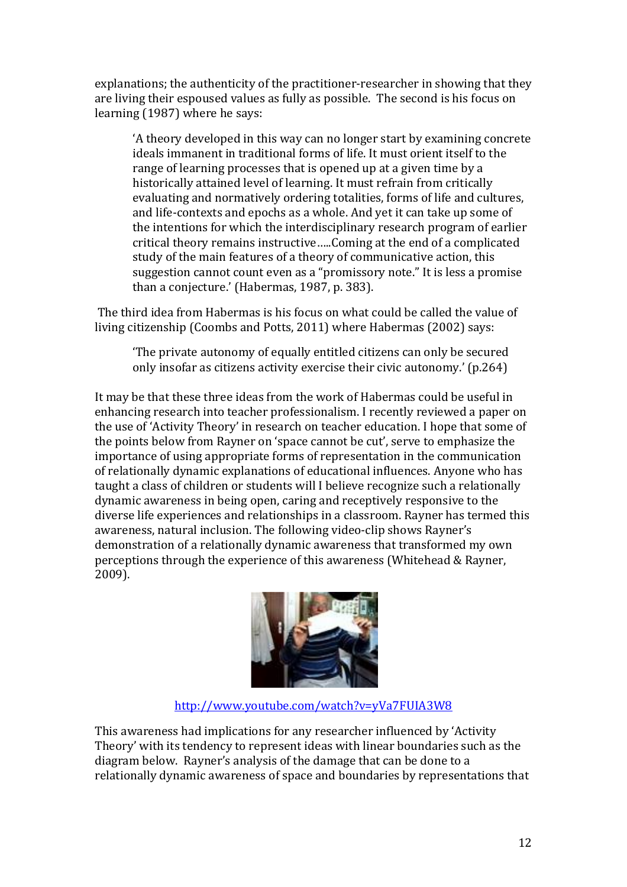explanations; the authenticity of the practitioner-researcher in showing that they are living their espoused values as fully as possible. The second is his focus on learning (1987) where he says:

> 'A theory developed in this way can no longer start by examining concrete ideals immanent in traditional forms of life. It must orient itself to the range of learning processes that is opened up at a given time by a historically attained level of learning. It must refrain from critically evaluating and normatively ordering totalities, forms of life and cultures, and life-contexts and epochs as a whole. And yet it can take up some of the intentions for which the interdisciplinary research program of earlier critical theory remains instructive.....Coming at the end of a complicated study of the main features of a theory of communicative action, this suggestion cannot count even as a "promissory note." It is less a promise than a conjecture.' (Habermas, 1987, p. 383).

The third idea from Habermas is his focus on what could be called the value of living citizenship (Coombs and Potts, 2011) where Habermas (2002) says:

> 'The private autonomy of equally entitled citizens can only be secured only insofar as citizens activity exercise their civic autonomy.' (p.264)

It may be that these three ideas from the work of Habermas could be useful in enhancing research into teacher professionalism. I recently reviewed a paper on the use of 'Activity Theory' in research on teacher education. I hope that some of the points below from Rayner on 'space cannot be cut', serve to emphasize the importance of using appropriate forms of representation in the communication of relationally dynamic explanations of educational influences. Anyone who has taught a class of children or students will I believe recognize such a relationally dynamic awareness in being open, caring and receptively responsive to the diverse life experiences and relationships in a classroom. Rayner has termed this awareness, natural inclusion. The following video-clip shows Rayner's demonstration of a relationally dynamic awareness that transformed my own perceptions through the experience of this awareness (Whitehead & Rayner, 2009).

http://www.youtube.com/watch?v=yVa7FUIA3W8

This awareness had implications for any researcher influenced by 'Activity Theory' with its tendency to represent ideas with linear boundaries such as the diagram below. Rayner's analysis of the damage that can be done to a relationally dynamic awareness of space and boundaries by representations that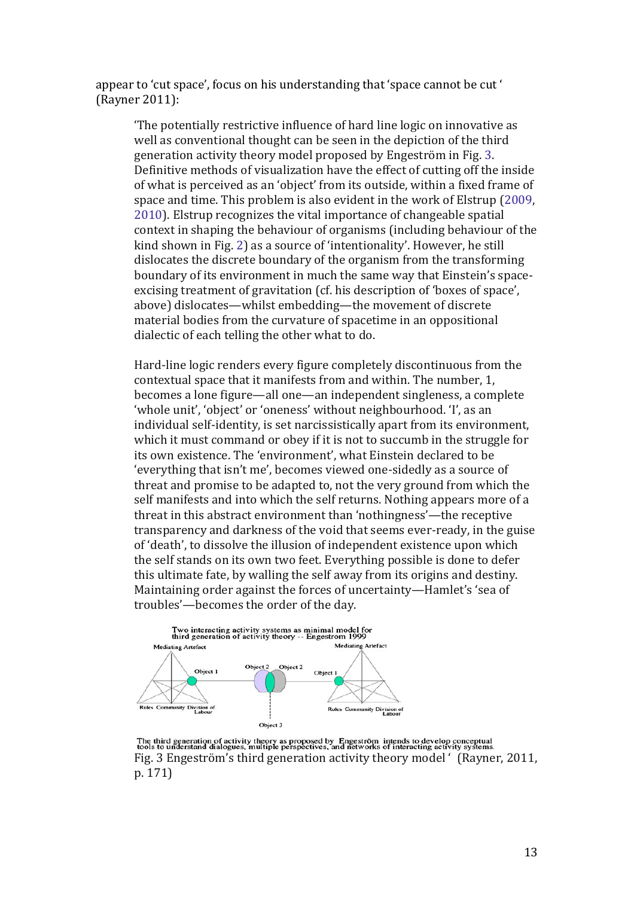appear to 'cut space', focus on his understanding that 'space cannot be cut ' (Rayner 2011):

> 'The potentially restrictive influence of hard line logic on innovative as well as conventional thought can be seen in the depiction of the third generation activity theory model proposed by Engeström in Fig. 3. Definitive methods of visualization have the effect of cutting off the inside of what is perceived as an 'object' from its outside, within a fixed frame of space and time. This problem is also evident in the work of Elstrup (2009, 2010). Elstrup recognizes the vital importance of changeable spatial context in shaping the behaviour of organisms (including behaviour of the kind shown in Fig. 2) as a source of 'intentionality'. However, he still dislocates the discrete boundary of the organism from the transforming boundary of its environment in much the same way that Einstein's space-excising treatment of gravitation (cf. his description of 'boxes of space', above) dislocates—whilst embedding—the movement of discrete material bodies from the curvature of spacetime in an oppositional dialectic of each telling the other what to do.
>
> Hard-line logic renders every figure completely discontinuous from the contextual space that it manifests from and within. The number, 1, becomes a lone figure—all one—an independent singleness, a complete 'whole unit', 'object' or 'oneness' without neighbourhood. 'I', as an individual self-identity, is set narcissistically apart from its environment, which it must command or obey if it is not to succumb in the struggle for its own existence. The 'environment', what Einstein declared to be 'everything that isn't me', becomes viewed one-sidedly as a source of threat and promise to be adapted to, not the very ground from which the self manifests and into which the self returns. Nothing appears more of a threat in this abstract environment than 'nothingness'—the receptive transparency and darkness of the void that seems ever-ready, in the guise of 'death', to dissolve the illusion of independent existence upon which the self stands on its own two feet. Everything possible is done to defer this ultimate fate, by walling the self away from its origins and destiny. Maintaining order against the forces of uncertainty—Hamlet's 'sea of troubles'—becomes the order of the day.

Two interacting activity systems as minimal model for third generation of activity theory -- Engestrom 1999

Mediating Artefact

Object 1

Object 2

Object 2

Object 1

Mediating Artefact

Rules Community Division of Labour

Rules Community Division of Labour

Object 3

The third generation of activity theory as proposed by Engeström intends to develop conceptual tools to understand dialogues, multiple perspectives, and networks of interacting activity systems.

Fig. 3 Engeström's third generation activity theory model ' (Rayner, 2011, p. 171)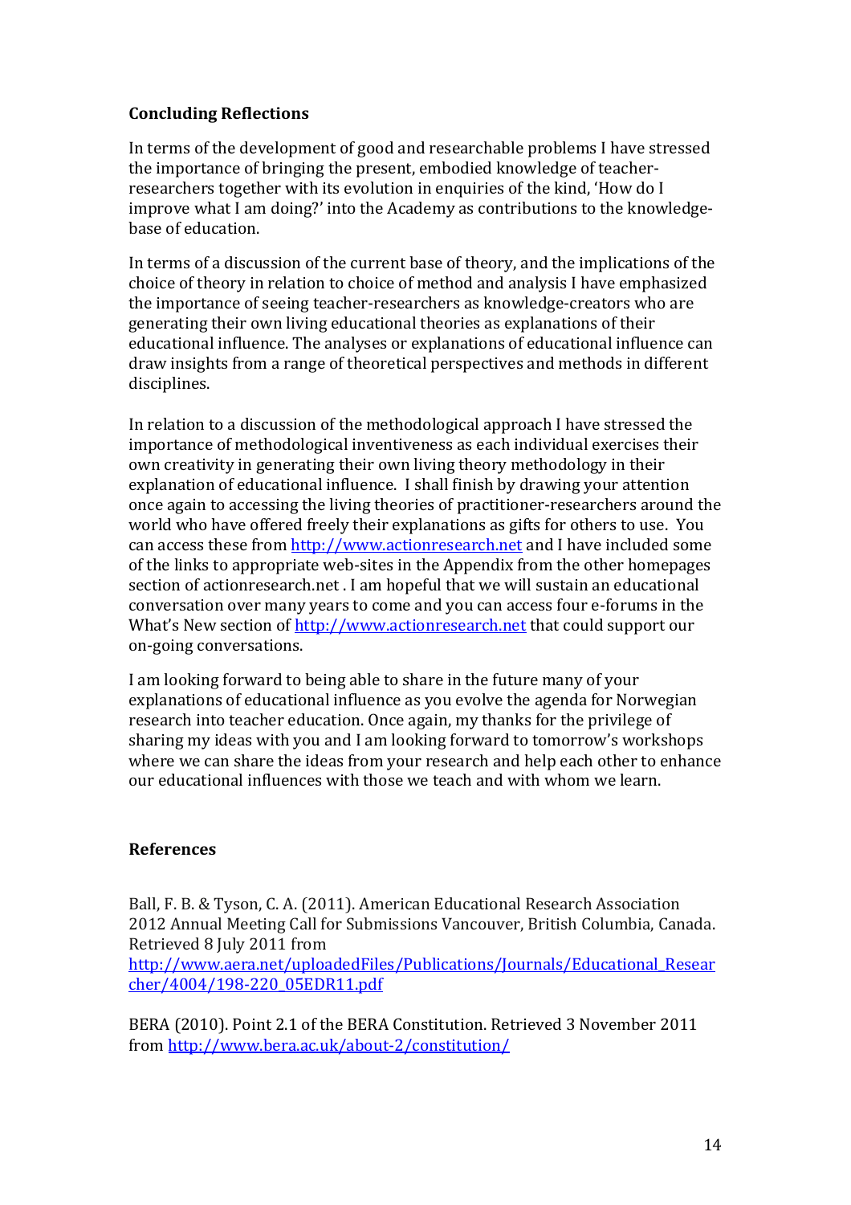## Concluding Reflections

In terms of the development of good and researchable problems I have stressed the importance of bringing the present, embodied knowledge of teacher-researchers together with its evolution in enquiries of the kind, 'How do I improve what I am doing?' into the Academy as contributions to the knowledge-base of education.

In terms of a discussion of the current base of theory, and the implications of the choice of theory in relation to choice of method and analysis I have emphasized the importance of seeing teacher-researchers as knowledge-creators who are generating their own living educational theories as explanations of their educational influence. The analyses or explanations of educational influence can draw insights from a range of theoretical perspectives and methods in different disciplines.

In relation to a discussion of the methodological approach I have stressed the importance of methodological inventiveness as each individual exercises their own creativity in generating their own living theory methodology in their explanation of educational influence. I shall finish by drawing your attention once again to accessing the living theories of practitioner-researchers around the world who have offered freely their explanations as gifts for others to use. You can access these from http://www.actionresearch.net and I have included some of the links to appropriate web-sites in the Appendix from the other homepages section of actionresearch.net . I am hopeful that we will sustain an educational conversation over many years to come and you can access four e-forums in the What's New section of http://www.actionresearch.net that could support our on-going conversations.

I am looking forward to being able to share in the future many of your explanations of educational influence as you evolve the agenda for Norwegian research into teacher education. Once again, my thanks for the privilege of sharing my ideas with you and I am looking forward to tomorrow's workshops where we can share the ideas from your research and help each other to enhance our educational influences with those we teach and with whom we learn.

## References

Ball, F. B. & Tyson, C. A. (2011). American Educational Research Association 2012 Annual Meeting Call for Submissions Vancouver, British Columbia, Canada. Retrieved 8 July 2011 from http://www.aera.net/uploadedFiles/Publications/Journals/Educational_Researcher/4004/198-220_05EDR11.pdf

BERA (2010). Point 2.1 of the BERA Constitution. Retrieved 3 November 2011 from http://www.bera.ac.uk/about-2/constitution/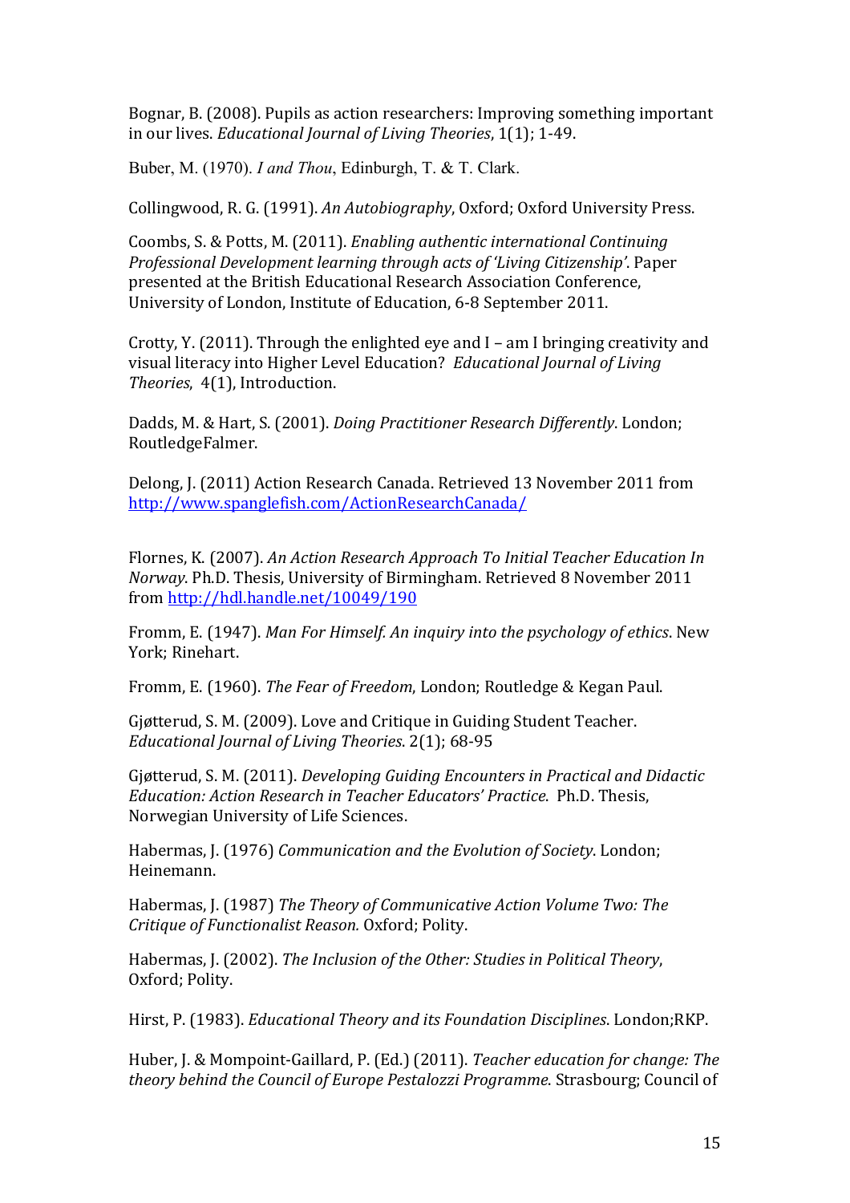Bognar, B. (2008). Pupils as action researchers: Improving something important in our lives. *Educational Journal of Living Theories*, 1(1); 1-49.

Buber, M. (1970). *I and Thou*, Edinburgh, T. & T. Clark.

Collingwood, R. G. (1991). *An Autobiography*, Oxford; Oxford University Press.

Coombs, S. & Potts, M. (2011). *Enabling authentic international Continuing Professional Development learning through acts of 'Living Citizenship'*. Paper presented at the British Educational Research Association Conference, University of London, Institute of Education, 6-8 September 2011.

Crotty, Y. (2011). Through the enlighted eye and I – am I bringing creativity and visual literacy into Higher Level Education? *Educational Journal of Living Theories*, 4(1), Introduction.

Dadds, M. & Hart, S. (2001). *Doing Practitioner Research Differently*. London; RoutledgeFalmer.

Delong, J. (2011) Action Research Canada. Retrieved 13 November 2011 from http://www.spanglefish.com/ActionResearchCanada/

Flornes, K. (2007). *An Action Research Approach To Initial Teacher Education In Norway*. Ph.D. Thesis, University of Birmingham. Retrieved 8 November 2011 from http://hdl.handle.net/10049/190

Fromm, E. (1947). *Man For Himself. An inquiry into the psychology of ethics*. New York; Rinehart.

Fromm, E. (1960). *The Fear of Freedom*, London; Routledge & Kegan Paul.

Gjøtterud, S. M. (2009). Love and Critique in Guiding Student Teacher. *Educational Journal of Living Theories*. 2(1); 68-95

Gjøtterud, S. M. (2011). *Developing Guiding Encounters in Practical and Didactic Education: Action Research in Teacher Educators' Practice*. Ph.D. Thesis, Norwegian University of Life Sciences.

Habermas, J. (1976) *Communication and the Evolution of Society*. London; Heinemann.

Habermas, J. (1987) *The Theory of Communicative Action Volume Two: The Critique of Functionalist Reason.* Oxford; Polity.

Habermas, J. (2002). *The Inclusion of the Other: Studies in Political Theory*, Oxford; Polity.

Hirst, P. (1983). *Educational Theory and its Foundation Disciplines*. London;RKP.

Huber, J. & Mompoint-Gaillard, P. (Ed.) (2011). *Teacher education for change: The theory behind the Council of Europe Pestalozzi Programme.* Strasbourg; Council of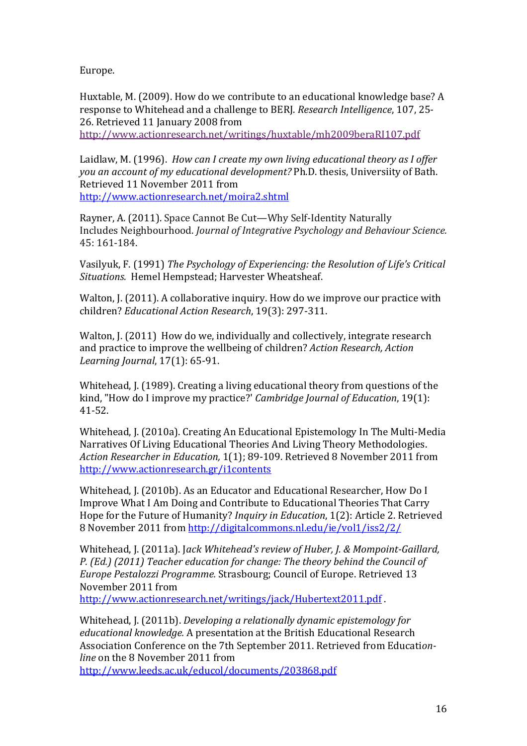Europe.

Huxtable, M. (2009). How do we contribute to an educational knowledge base? A response to Whitehead and a challenge to BERJ. *Research Intelligence*, 107, 25-26. Retrieved 11 January 2008 from http://www.actionresearch.net/writings/huxtable/mh2009beraRI107.pdf

Laidlaw, M. (1996). *How can I create my own living educational theory as I offer you an account of my educational development?* Ph.D. thesis, Universiity of Bath. Retrieved 11 November 2011 from http://www.actionresearch.net/moira2.shtml

Rayner, A. (2011). Space Cannot Be Cut—Why Self-Identity Naturally Includes Neighbourhood. *Journal of Integrative Psychology and Behaviour Science.* 45: 161-184.

Vasilyuk, F. (1991) *The Psychology of Experiencing: the Resolution of Life's Critical Situations.* Hemel Hempstead; Harvester Wheatsheaf.

Walton, J. (2011). A collaborative inquiry. How do we improve our practice with children? *Educational Action Research*, 19(3): 297-311.

Walton, J. (2011) How do we, individually and collectively, integrate research and practice to improve the wellbeing of children? *Action Research, Action Learning Journal*, 17(1): 65-91.

Whitehead, J. (1989). Creating a living educational theory from questions of the kind, "How do I improve my practice?' *Cambridge Journal of Education*, 19(1): 41-52.

Whitehead, J. (2010a). Creating An Educational Epistemology In The Multi-Media Narratives Of Living Educational Theories And Living Theory Methodologies. *Action Researcher in Education,* 1(1); 89-109. Retrieved 8 November 2011 from http://www.actionresearch.gr/i1contents

Whitehead, J. (2010b). As an Educator and Educational Researcher, How Do I Improve What I Am Doing and Contribute to Educational Theories That Carry Hope for the Future of Humanity? *Inquiry in Education*, 1(2): Article 2. Retrieved 8 November 2011 from http://digitalcommons.nl.edu/ie/vol1/iss2/2/

Whitehead, J. (2011a). J*ack Whitehead's review of Huber, J. & Mompoint-Gaillard, P. (Ed.) (2011) Teacher education for change: The theory behind the Council of Europe Pestalozzi Programme.* Strasbourg; Council of Europe. Retrieved 13 November 2011 from http://www.actionresearch.net/writings/jack/Hubertext2011.pdf .

Whitehead, J. (2011b). *Developing a relationally dynamic epistemology for educational knowledge.* A presentation at the British Educational Research Association Conference on the 7th September 2011. Retrieved from Educati*on-line* on the 8 November 2011 from http://www.leeds.ac.uk/educol/documents/203868.pdf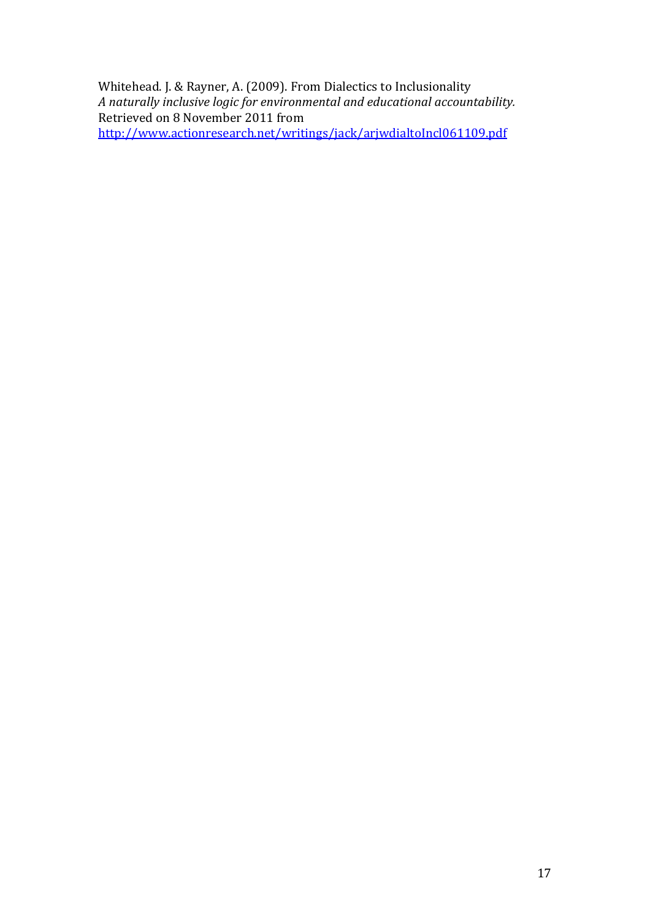Whitehead. J. & Rayner, A. (2009). From Dialectics to Inclusionality
*A naturally inclusive logic for environmental and educational accountability.*
Retrieved on 8 November 2011 from
http://www.actionresearch.net/writings/jack/arjwdialtoIncl061109.pdf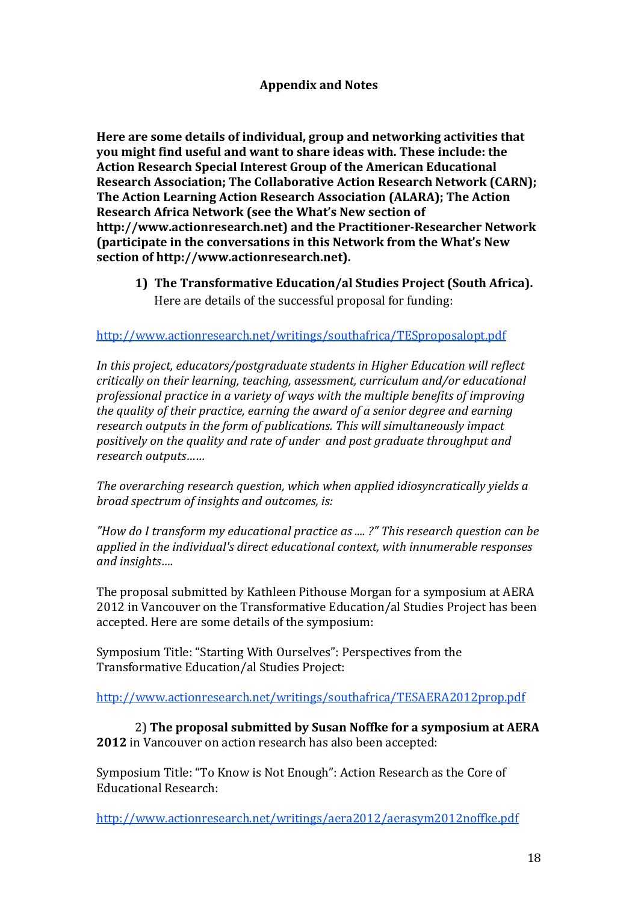## Appendix and Notes

**Here are some details of individual, group and networking activities that you might find useful and want to share ideas with. These include: the Action Research Special Interest Group of the American Educational Research Association; The Collaborative Action Research Network (CARN); The Action Learning Action Research Association (ALARA); The Action Research Africa Network (see the What's New section of http://www.actionresearch.net) and the Practitioner-Researcher Network (participate in the conversations in this Network from the What's New section of http://www.actionresearch.net).**

1) **The Transformative Education/al Studies Project (South Africa).** Here are details of the successful proposal for funding:

http://www.actionresearch.net/writings/southafrica/TESproposalopt.pdf

*In this project, educators/postgraduate students in Higher Education will reflect critically on their learning, teaching, assessment, curriculum and/or educational professional practice in a variety of ways with the multiple benefits of improving the quality of their practice, earning the award of a senior degree and earning research outputs in the form of publications. This will simultaneously impact positively on the quality and rate of under and post graduate throughput and research outputs……*

*The overarching research question, which when applied idiosyncratically yields a broad spectrum of insights and outcomes, is:*

*"How do I transform my educational practice as .... ?" This research question can be applied in the individual's direct educational context, with innumerable responses and insights….*

The proposal submitted by Kathleen Pithouse Morgan for a symposium at AERA 2012 in Vancouver on the Transformative Education/al Studies Project has been accepted. Here are some details of the symposium:

Symposium Title: "Starting With Ourselves": Perspectives from the Transformative Education/al Studies Project:

http://www.actionresearch.net/writings/southafrica/TESAERA2012prop.pdf

2) **The proposal submitted by Susan Noffke for a symposium at AERA 2012** in Vancouver on action research has also been accepted:

Symposium Title: "To Know is Not Enough": Action Research as the Core of Educational Research:

http://www.actionresearch.net/writings/aera2012/aerasym2012noffke.pdf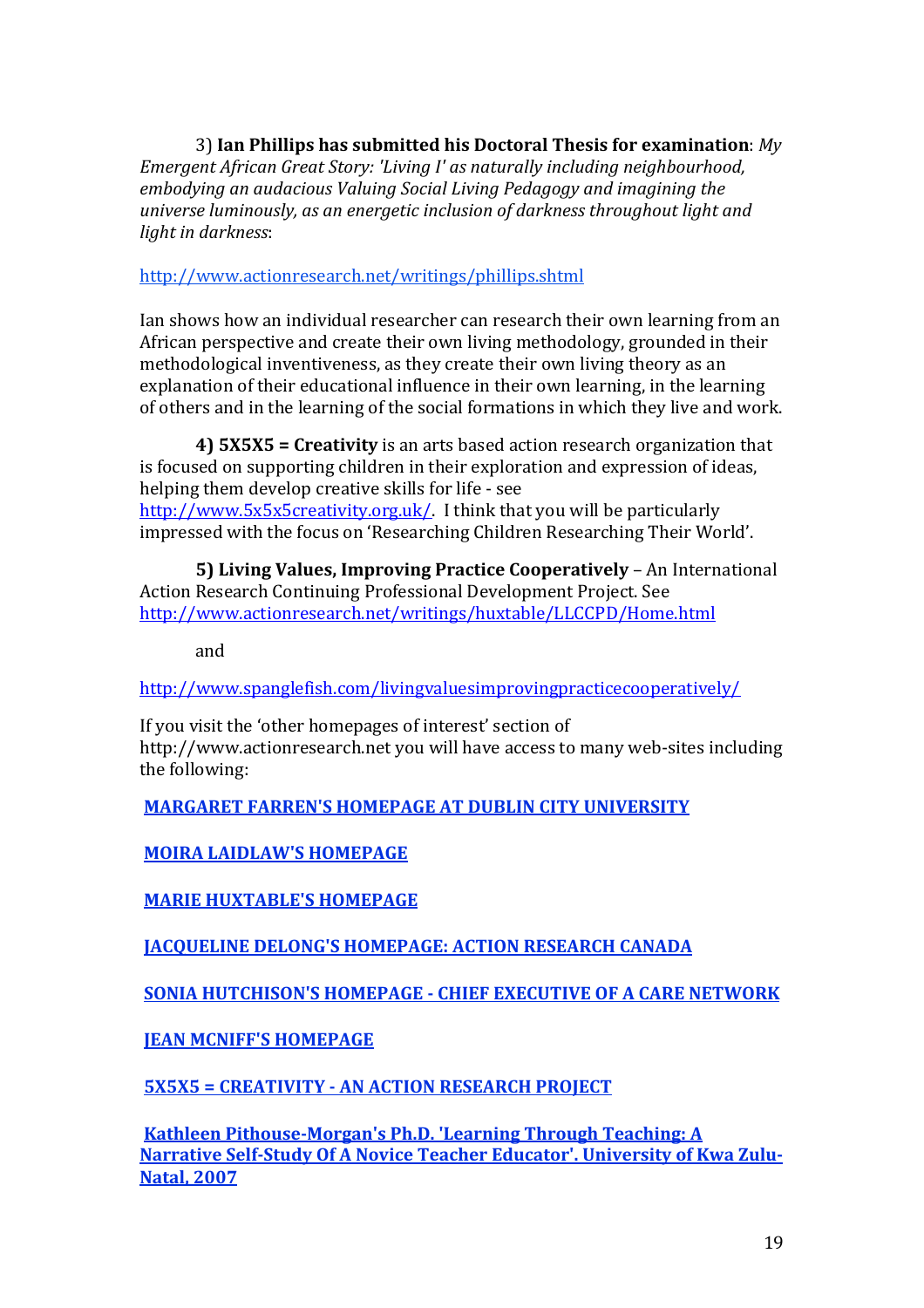3) **Ian Phillips has submitted his Doctoral Thesis for examination**: *My Emergent African Great Story: 'Living I' as naturally including neighbourhood, embodying an audacious Valuing Social Living Pedagogy and imagining the universe luminously, as an energetic inclusion of darkness throughout light and light in darkness*:

http://www.actionresearch.net/writings/phillips.shtml

Ian shows how an individual researcher can research their own learning from an African perspective and create their own living methodology, grounded in their methodological inventiveness, as they create their own living theory as an explanation of their educational influence in their own learning, in the learning of others and in the learning of the social formations in which they live and work.

**4) 5X5X5 = Creativity** is an arts based action research organization that is focused on supporting children in their exploration and expression of ideas, helping them develop creative skills for life - see http://www.5x5x5creativity.org.uk/. I think that you will be particularly impressed with the focus on 'Researching Children Researching Their World'.

**5) Living Values, Improving Practice Cooperatively** – An International Action Research Continuing Professional Development Project. See http://www.actionresearch.net/writings/huxtable/LLCCPD/Home.html

and

http://www.spanglefish.com/livingvaluesimprovingpracticecooperatively/

If you visit the 'other homepages of interest' section of http://www.actionresearch.net you will have access to many web-sites including the following:

**MARGARET FARREN'S HOMEPAGE AT DUBLIN CITY UNIVERSITY**

**MOIRA LAIDLAW'S HOMEPAGE**

**MARIE HUXTABLE'S HOMEPAGE**

**JACQUELINE DELONG'S HOMEPAGE: ACTION RESEARCH CANADA**

**SONIA HUTCHISON'S HOMEPAGE - CHIEF EXECUTIVE OF A CARE NETWORK**

**JEAN MCNIFF'S HOMEPAGE**

**5X5X5 = CREATIVITY - AN ACTION RESEARCH PROJECT**

**Kathleen Pithouse-Morgan's Ph.D. 'Learning Through Teaching: A Narrative Self-Study Of A Novice Teacher Educator'. University of Kwa Zulu-Natal, 2007**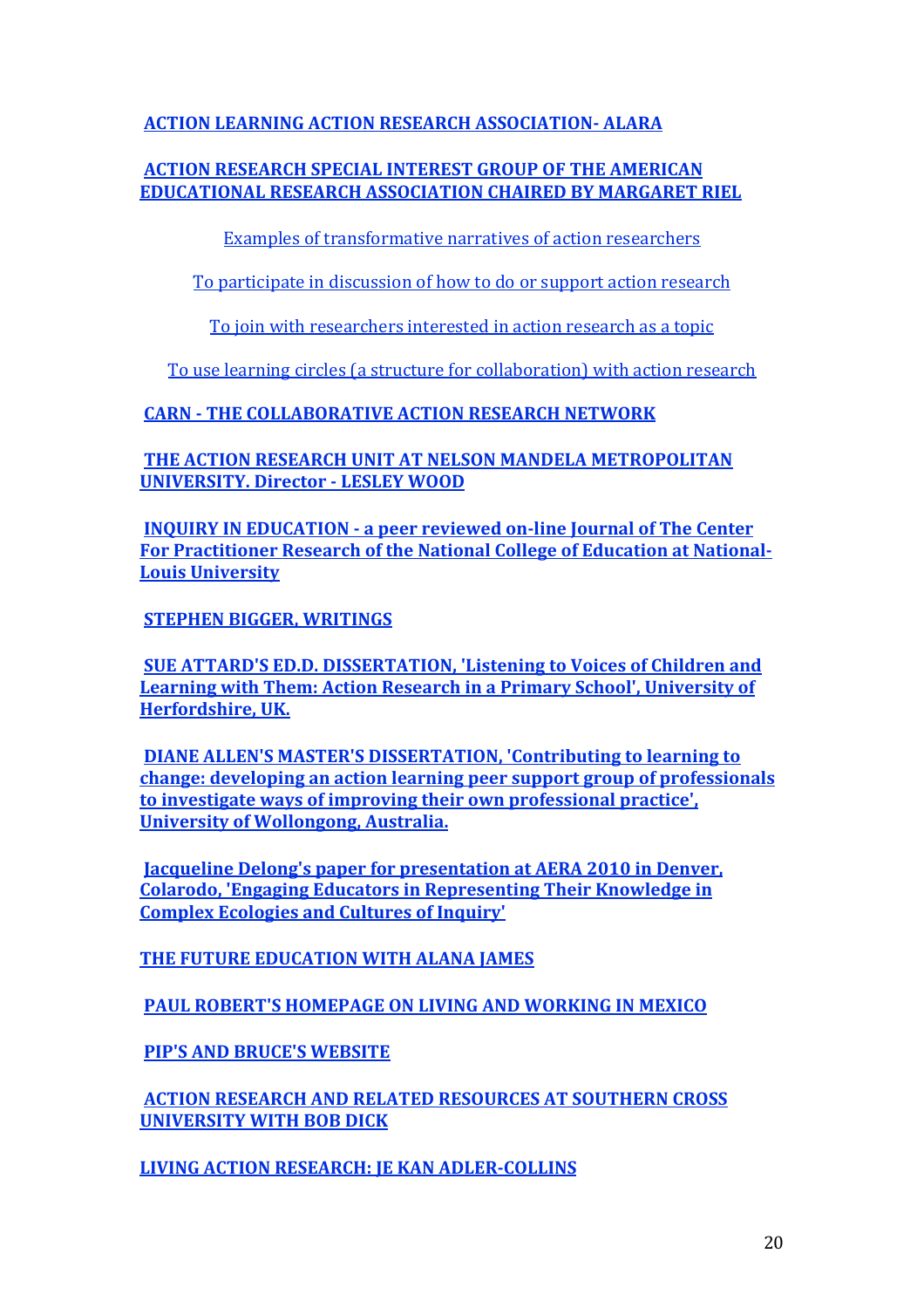**ACTION LEARNING ACTION RESEARCH ASSOCIATION- ALARA**

**ACTION RESEARCH SPECIAL INTEREST GROUP OF THE AMERICAN EDUCATIONAL RESEARCH ASSOCIATION CHAIRED BY MARGARET RIEL**

Examples of transformative narratives of action researchers

To participate in discussion of how to do or support action research

To join with researchers interested in action research as a topic

To use learning circles (a structure for collaboration) with action research

**CARN - THE COLLABORATIVE ACTION RESEARCH NETWORK**

**THE ACTION RESEARCH UNIT AT NELSON MANDELA METROPOLITAN UNIVERSITY. Director - LESLEY WOOD**

**INQUIRY IN EDUCATION - a peer reviewed on-line Journal of The Center For Practitioner Research of the National College of Education at National-Louis University**

**STEPHEN BIGGER, WRITINGS**

**SUE ATTARD'S ED.D. DISSERTATION, 'Listening to Voices of Children and Learning with Them: Action Research in a Primary School', University of Herfordshire, UK.**

**DIANE ALLEN'S MASTER'S DISSERTATION, 'Contributing to learning to change: developing an action learning peer support group of professionals to investigate ways of improving their own professional practice', University of Wollongong, Australia.**

**Jacqueline Delong's paper for presentation at AERA 2010 in Denver, Colarodo, 'Engaging Educators in Representing Their Knowledge in Complex Ecologies and Cultures of Inquiry'**

**THE FUTURE EDUCATION WITH ALANA JAMES**

**PAUL ROBERT'S HOMEPAGE ON LIVING AND WORKING IN MEXICO**

**PIP'S AND BRUCE'S WEBSITE**

**ACTION RESEARCH AND RELATED RESOURCES AT SOUTHERN CROSS UNIVERSITY WITH BOB DICK**

**LIVING ACTION RESEARCH: JE KAN ADLER-COLLINS**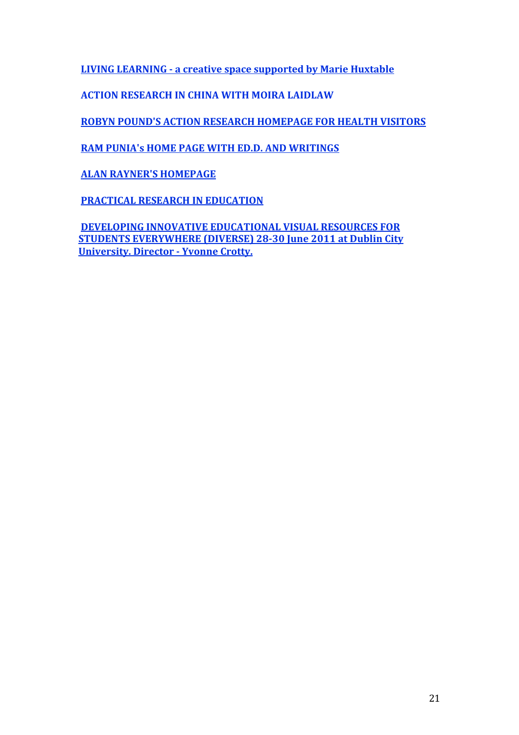**LIVING LEARNING - a creative space supported by Marie Huxtable**

**ACTION RESEARCH IN CHINA WITH MOIRA LAIDLAW**

**ROBYN POUND'S ACTION RESEARCH HOMEPAGE FOR HEALTH VISITORS**

**RAM PUNIA's HOME PAGE WITH ED.D. AND WRITINGS**

**ALAN RAYNER'S HOMEPAGE**

**PRACTICAL RESEARCH IN EDUCATION**

**DEVELOPING INNOVATIVE EDUCATIONAL VISUAL RESOURCES FOR STUDENTS EVERYWHERE (DIVERSE) 28-30 June 2011 at Dublin City University. Director - Yvonne Crotty.**